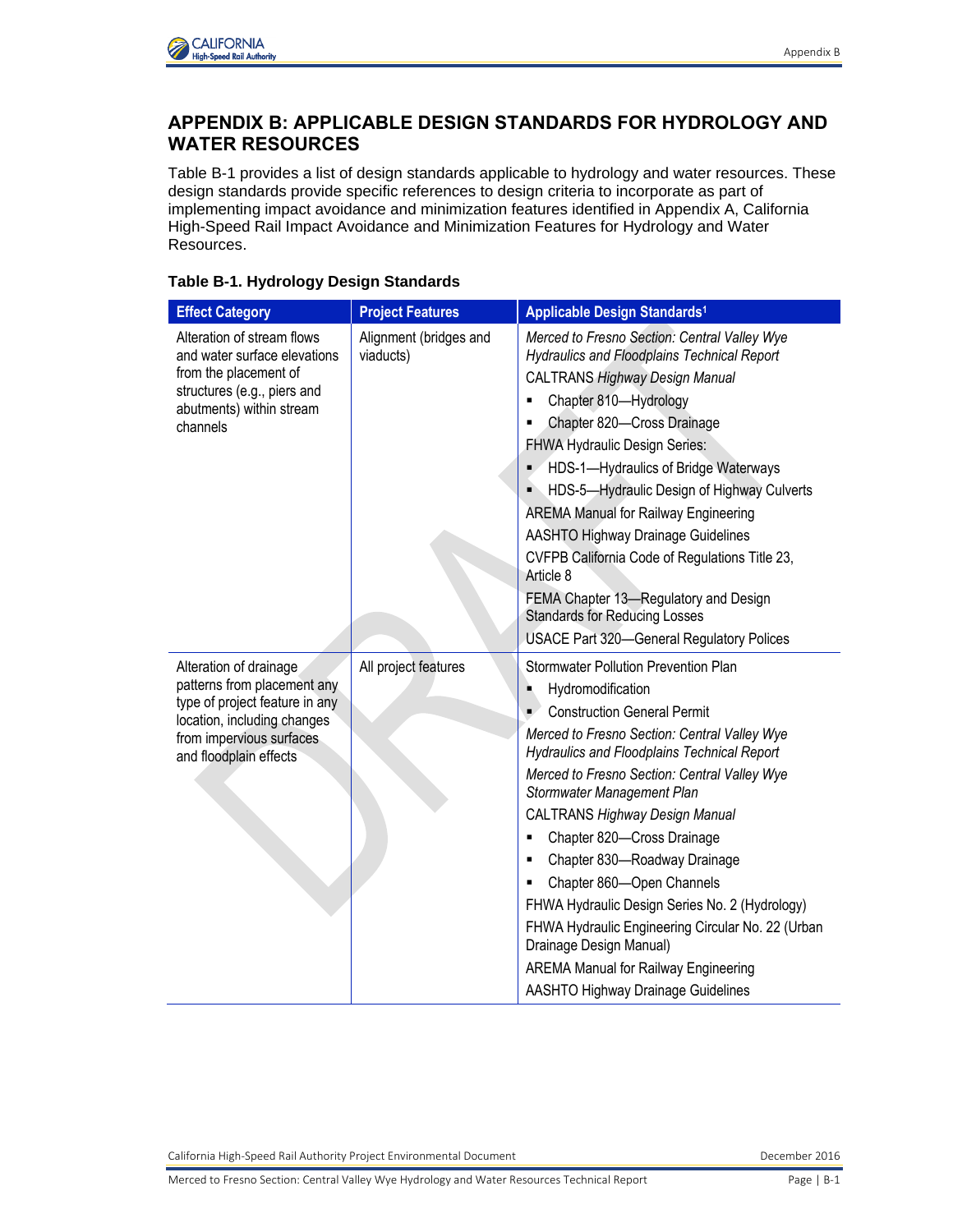## APPENDIX B: APPLICABLE DESIGN STANDARDS FOR HYDROLOGY AND WATER RESOURCES

Table B-1 provides a list of design standards applicable to hydrology and water resources. These design standards provide specific references to design criteria to incorporate as part of implementing impact avoidance and minimization features identified in Appendix A, California High-Speed Rail Impact Avoidance and Minimization Features for Hydrology and Water Resources.

**Table B-1. Hydrology Design Standards**

| Effect Category | Project Features | Applicable Design Standards[1] |
|---|---|---|
| Alteration of stream flows and water surface elevations from the placement of structures (e.g., piers and abutments) within stream channels | Alignment (bridges and viaducts) | *Merced to Fresno Section: Central Valley Wye Hydraulics and Floodplains Technical Report*<br>CALTRANS *Highway Design Manual*<br>▪ Chapter 810—Hydrology<br>▪ Chapter 820—Cross Drainage<br>FHWA Hydraulic Design Series:<br>▪ HDS-1—Hydraulics of Bridge Waterways<br>▪ HDS-5—Hydraulic Design of Highway Culverts<br>AREMA Manual for Railway Engineering<br>AASHTO Highway Drainage Guidelines<br>CVFPB California Code of Regulations Title 23, Article 8<br>FEMA Chapter 13—Regulatory and Design Standards for Reducing Losses<br>USACE Part 320—General Regulatory Polices |
| Alteration of drainage patterns from placement any type of project feature in any location, including changes from impervious surfaces and floodplain effects | All project features | Stormwater Pollution Prevention Plan<br>▪ Hydromodification<br>▪ Construction General Permit<br>*Merced to Fresno Section: Central Valley Wye Hydraulics and Floodplains Technical Report*<br>*Merced to Fresno Section: Central Valley Wye Stormwater Management Plan*<br>CALTRANS *Highway Design Manual*<br>▪ Chapter 820—Cross Drainage<br>▪ Chapter 830—Roadway Drainage<br>▪ Chapter 860—Open Channels<br>FHWA Hydraulic Design Series No. 2 (Hydrology)<br>FHWA Hydraulic Engineering Circular No. 22 (Urban Drainage Design Manual)<br>AREMA Manual for Railway Engineering<br>AASHTO Highway Drainage Guidelines |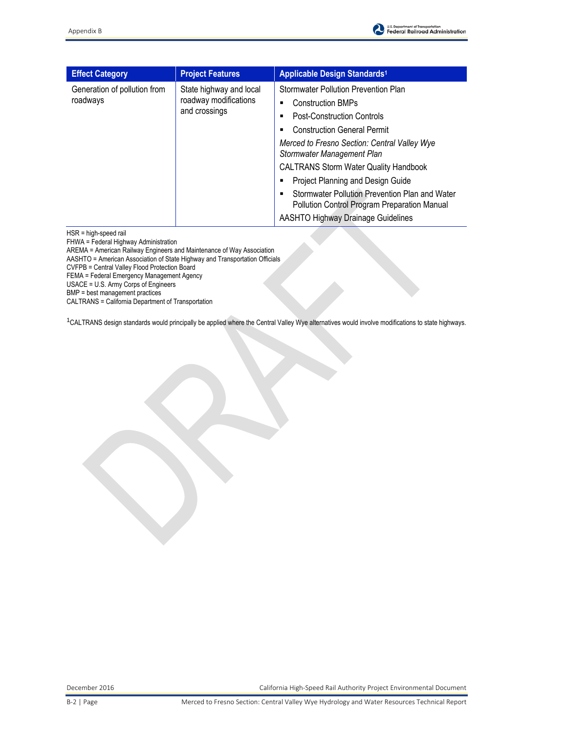| Effect Category | Project Features | Applicable Design Standards[1] |
| --- | --- | --- |
| Generation of pollution from roadways | State highway and local roadway modifications and crossings | Stormwater Pollution Prevention Plan<br>▪ Construction BMPs<br>▪ Post-Construction Controls<br>▪ Construction General Permit<br>*Merced to Fresno Section: Central Valley Wye Stormwater Management Plan*<br>CALTRANS Storm Water Quality Handbook<br>▪ Project Planning and Design Guide<br>▪ Stormwater Pollution Prevention Plan and Water Pollution Control Program Preparation Manual<br>AASHTO Highway Drainage Guidelines |

HSR = high-speed rail
FHWA = Federal Highway Administration
AREMA = American Railway Engineers and Maintenance of Way Association
AASHTO = American Association of State Highway and Transportation Officials
CVFPB = Central Valley Flood Protection Board
FEMA = Federal Emergency Management Agency
USACE = U.S. Army Corps of Engineers
BMP = best management practices
CALTRANS = California Department of Transportation

[1]CALTRANS design standards would principally be applied where the Central Valley Wye alternatives would involve modifications to state highways.